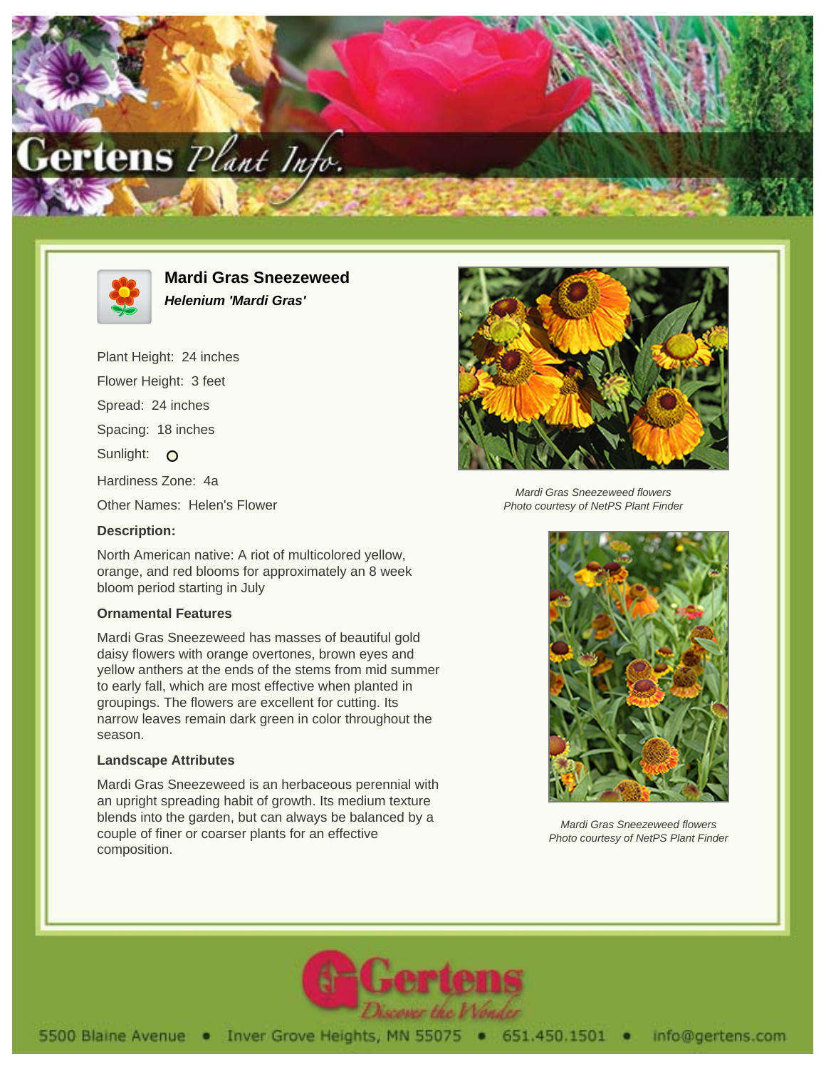# Mardi Gras Sneezeweed

***Helenium 'Mardi Gras'***

Plant Height: 24 inches

Flower Height: 3 feet

Spread: 24 inches

Spacing: 18 inches

Sunlight: O

Hardiness Zone: 4a

Other Names: Helen's Flower

**Description:**

North American native: A riot of multicolored yellow, orange, and red blooms for approximately an 8 week bloom period starting in July

### Ornamental Features

Mardi Gras Sneezeweed has masses of beautiful gold daisy flowers with orange overtones, brown eyes and yellow anthers at the ends of the stems from mid summer to early fall, which are most effective when planted in groupings. The flowers are excellent for cutting. Its narrow leaves remain dark green in color throughout the season.

### Landscape Attributes

Mardi Gras Sneezeweed is an herbaceous perennial with an upright spreading habit of growth. Its medium texture blends into the garden, but can always be balanced by a couple of finer or coarser plants for an effective composition.

*Mardi Gras Sneezeweed flowers*
*Photo courtesy of NetPS Plant Finder*

*Mardi Gras Sneezeweed flowers*
*Photo courtesy of NetPS Plant Finder*

Gertens — Discover the Wonder

5500 Blaine Avenue • Inver Grove Heights, MN 55075 • 651.450.1501 • info@gertens.com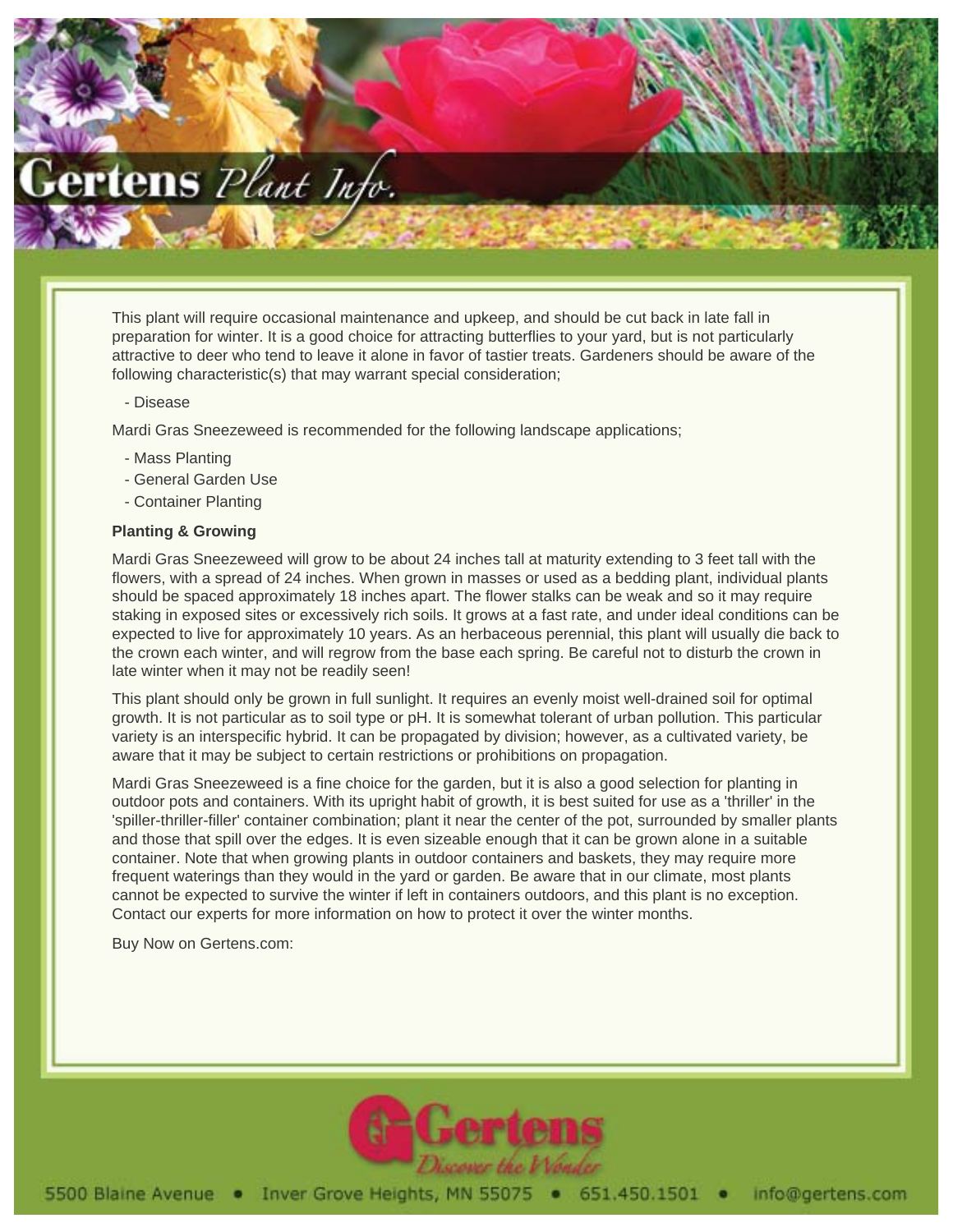This plant will require occasional maintenance and upkeep, and should be cut back in late fall in preparation for winter. It is a good choice for attracting butterflies to your yard, but is not particularly attractive to deer who tend to leave it alone in favor of tastier treats. Gardeners should be aware of the following characteristic(s) that may warrant special consideration;

- Disease

Mardi Gras Sneezeweed is recommended for the following landscape applications;

- Mass Planting
- General Garden Use
- Container Planting

**Planting & Growing**

Mardi Gras Sneezeweed will grow to be about 24 inches tall at maturity extending to 3 feet tall with the flowers, with a spread of 24 inches. When grown in masses or used as a bedding plant, individual plants should be spaced approximately 18 inches apart. The flower stalks can be weak and so it may require staking in exposed sites or excessively rich soils. It grows at a fast rate, and under ideal conditions can be expected to live for approximately 10 years. As an herbaceous perennial, this plant will usually die back to the crown each winter, and will regrow from the base each spring. Be careful not to disturb the crown in late winter when it may not be readily seen!

This plant should only be grown in full sunlight. It requires an evenly moist well-drained soil for optimal growth. It is not particular as to soil type or pH. It is somewhat tolerant of urban pollution. This particular variety is an interspecific hybrid. It can be propagated by division; however, as a cultivated variety, be aware that it may be subject to certain restrictions or prohibitions on propagation.

Mardi Gras Sneezeweed is a fine choice for the garden, but it is also a good selection for planting in outdoor pots and containers. With its upright habit of growth, it is best suited for use as a 'thriller' in the 'spiller-thriller-filler' container combination; plant it near the center of the pot, surrounded by smaller plants and those that spill over the edges. It is even sizeable enough that it can be grown alone in a suitable container. Note that when growing plants in outdoor containers and baskets, they may require more frequent waterings than they would in the yard or garden. Be aware that in our climate, most plants cannot be expected to survive the winter if left in containers outdoors, and this plant is no exception. Contact our experts for more information on how to protect it over the winter months.

Buy Now on Gertens.com:

5500 Blaine Avenue • Inver Grove Heights, MN 55075 • 651.450.1501 • info@gertens.com